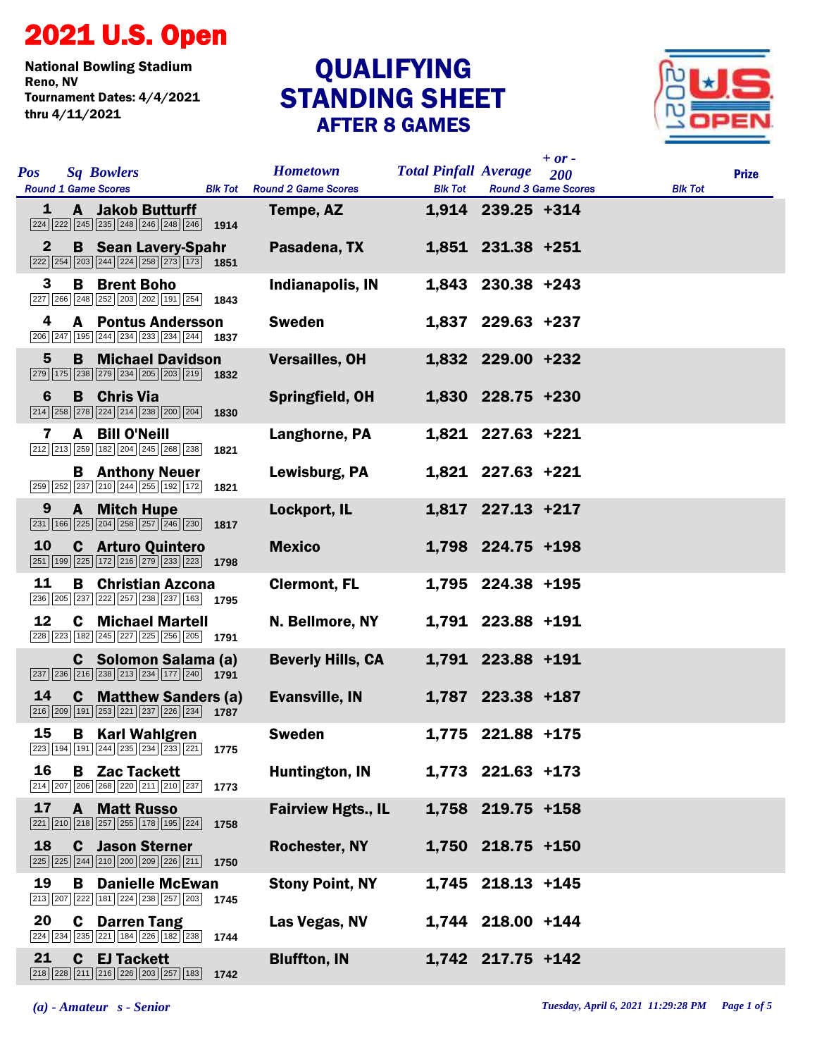# 2021 U.S. Open

National Bowling Stadium
Reno, NV
Tournament Dates: 4/4/2021
thru 4/11/2021

## QUALIFYING STANDING SHEET
### AFTER 8 GAMES

| Pos | Sq | Bowlers | Round 1 Game Scores | Blk Tot | Hometown | Total Pinfall | Average | + or - 200 | Prize |
|---|---|---|---|---|---|---|---|---|---|
| 1 | A | Jakob Butturff | 224 222 245 235 248 246 248 246 | 1914 | Tempe, AZ | 1,914 | 239.25 | +314 | |
| 2 | B | Sean Lavery-Spahr | 222 254 203 244 224 258 273 173 | 1851 | Pasadena, TX | 1,851 | 231.38 | +251 | |
| 3 | B | Brent Boho | 227 266 248 252 203 202 191 254 | 1843 | Indianapolis, IN | 1,843 | 230.38 | +243 | |
| 4 | A | Pontus Andersson | 206 247 195 244 234 233 234 244 | 1837 | Sweden | 1,837 | 229.63 | +237 | |
| 5 | B | Michael Davidson | 279 175 238 279 234 205 203 219 | 1832 | Versailles, OH | 1,832 | 229.00 | +232 | |
| 6 | B | Chris Via | 214 258 278 224 214 238 200 204 | 1830 | Springfield, OH | 1,830 | 228.75 | +230 | |
| 7 | A | Bill O'Neill | 212 213 259 182 204 245 268 238 | 1821 | Langhorne, PA | 1,821 | 227.63 | +221 | |
| | B | Anthony Neuer | 259 252 237 210 244 255 192 172 | 1821 | Lewisburg, PA | 1,821 | 227.63 | +221 | |
| 9 | A | Mitch Hupe | 231 166 225 204 258 257 246 230 | 1817 | Lockport, IL | 1,817 | 227.13 | +217 | |
| 10 | C | Arturo Quintero | 251 199 225 172 216 279 233 223 | 1798 | Mexico | 1,798 | 224.75 | +198 | |
| 11 | B | Christian Azcona | 236 205 237 222 257 238 237 163 | 1795 | Clermont, FL | 1,795 | 224.38 | +195 | |
| 12 | C | Michael Martell | 228 223 182 245 227 225 256 205 | 1791 | N. Bellmore, NY | 1,791 | 223.88 | +191 | |
| | C | Solomon Salama (a) | 237 236 216 238 213 234 177 240 | 1791 | Beverly Hills, CA | 1,791 | 223.88 | +191 | |
| 14 | C | Matthew Sanders (a) | 216 209 191 253 221 237 226 234 | 1787 | Evansville, IN | 1,787 | 223.38 | +187 | |
| 15 | B | Karl Wahlgren | 223 194 191 244 235 234 233 221 | 1775 | Sweden | 1,775 | 221.88 | +175 | |
| 16 | B | Zac Tackett | 214 207 206 268 220 211 210 237 | 1773 | Huntington, IN | 1,773 | 221.63 | +173 | |
| 17 | A | Matt Russo | 221 210 218 257 255 178 195 224 | 1758 | Fairview Hgts., IL | 1,758 | 219.75 | +158 | |
| 18 | C | Jason Sterner | 225 225 244 210 200 209 226 211 | 1750 | Rochester, NY | 1,750 | 218.75 | +150 | |
| 19 | B | Danielle McEwan | 213 207 222 181 224 238 257 203 | 1745 | Stony Point, NY | 1,745 | 218.13 | +145 | |
| 20 | C | Darren Tang | 224 234 235 221 184 226 182 238 | 1744 | Las Vegas, NV | 1,744 | 218.00 | +144 | |
| 21 | C | EJ Tackett | 218 228 211 216 226 203 257 183 | 1742 | Bluffton, IN | 1,742 | 217.75 | +142 | |

*(a) - Amateur   s - Senior*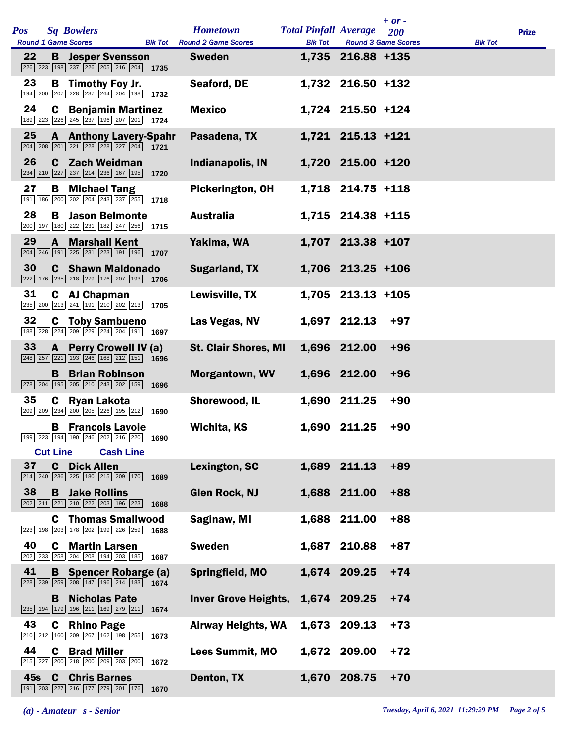| Pos | Sq | Bowlers | Round 1 Game Scores | Blk Tot | Hometown | Total Pinfall | Average | + or - 200 | Prize |
|---|---|---|---|---|---|---|---|---|---|
| 22 | B | Jesper Svensson | 226 223 198 237 226 205 216 204 | 1735 | Sweden | 1,735 | 216.88 | +135 | |
| 23 | B | Timothy Foy Jr. | 194 200 207 228 237 264 204 198 | 1732 | Seaford, DE | 1,732 | 216.50 | +132 | |
| 24 | C | Benjamin Martinez | 189 223 226 245 237 196 207 201 | 1724 | Mexico | 1,724 | 215.50 | +124 | |
| 25 | A | Anthony Lavery-Spahr | 204 208 201 221 228 228 227 204 | 1721 | Pasadena, TX | 1,721 | 215.13 | +121 | |
| 26 | C | Zach Weidman | 234 210 227 237 214 236 167 195 | 1720 | Indianapolis, IN | 1,720 | 215.00 | +120 | |
| 27 | B | Michael Tang | 191 186 200 202 204 243 237 255 | 1718 | Pickerington, OH | 1,718 | 214.75 | +118 | |
| 28 | B | Jason Belmonte | 200 197 180 222 231 182 247 256 | 1715 | Australia | 1,715 | 214.38 | +115 | |
| 29 | A | Marshall Kent | 204 246 191 225 231 223 191 196 | 1707 | Yakima, WA | 1,707 | 213.38 | +107 | |
| 30 | C | Shawn Maldonado | 222 176 235 218 279 176 207 193 | 1706 | Sugarland, TX | 1,706 | 213.25 | +106 | |
| 31 | C | AJ Chapman | 235 200 213 241 191 210 202 213 | 1705 | Lewisville, TX | 1,705 | 213.13 | +105 | |
| 32 | C | Toby Sambueno | 188 228 224 209 229 224 204 191 | 1697 | Las Vegas, NV | 1,697 | 212.13 | +97 | |
| 33 | A | Perry Crowell IV (a) | 248 257 221 193 246 168 212 151 | 1696 | St. Clair Shores, MI | 1,696 | 212.00 | +96 | |
| | B | Brian Robinson | 278 204 195 205 210 243 202 159 | 1696 | Morgantown, WV | 1,696 | 212.00 | +96 | |
| 35 | C | Ryan Lakota | 209 209 234 200 205 226 195 212 | 1690 | Shorewood, IL | 1,690 | 211.25 | +90 | |
| | B | Francois Lavoie | 199 223 194 190 246 202 216 220 | 1690 | Wichita, KS | 1,690 | 211.25 | +90 | |
| **Cut Line** | | **Cash Line** | | | | | | | |
| 37 | C | Dick Allen | 214 240 236 225 180 215 209 170 | 1689 | Lexington, SC | 1,689 | 211.13 | +89 | |
| 38 | B | Jake Rollins | 202 211 221 210 222 203 196 223 | 1688 | Glen Rock, NJ | 1,688 | 211.00 | +88 | |
| | C | Thomas Smallwood | 223 198 203 178 202 199 226 259 | 1688 | Saginaw, MI | 1,688 | 211.00 | +88 | |
| 40 | C | Martin Larsen | 202 233 258 204 208 194 203 185 | 1687 | Sweden | 1,687 | 210.88 | +87 | |
| 41 | B | Spencer Robarge (a) | 228 239 259 208 147 196 214 183 | 1674 | Springfield, MO | 1,674 | 209.25 | +74 | |
| | B | Nicholas Pate | 235 194 179 196 211 169 279 211 | 1674 | Inver Grove Heights, | 1,674 | 209.25 | +74 | |
| 43 | C | Rhino Page | 210 212 160 209 267 162 198 255 | 1673 | Airway Heights, WA | 1,673 | 209.13 | +73 | |
| 44 | C | Brad Miller | 215 227 200 218 200 209 203 200 | 1672 | Lees Summit, MO | 1,672 | 209.00 | +72 | |
| 45s | C | Chris Barnes | 191 203 227 216 177 279 201 176 | 1670 | Denton, TX | 1,670 | 208.75 | +70 | |

*(a) - Amateur s - Senior*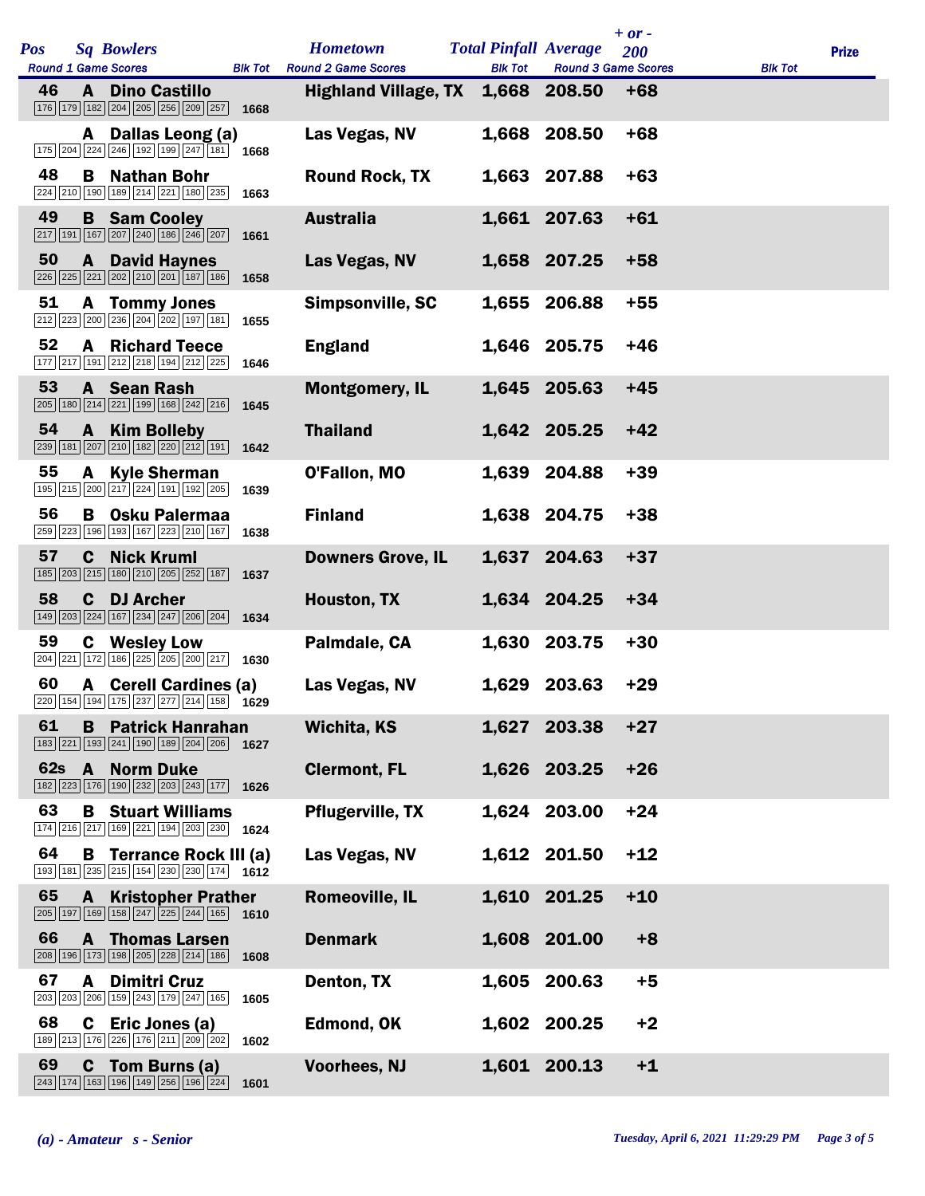| Pos | Sq | Bowlers | Round 1 Game Scores | Blk Tot | Hometown | Total Pinfall | Average | + or - 200 | Prize |
|---|---|---|---|---|---|---|---|---|---|
| 46 | A | Dino Castillo | 176 179 182 204 205 256 209 257 | 1668 | Highland Village, TX | 1,668 | 208.50 | +68 | |
| | A | Dallas Leong (a) | 175 204 224 246 192 199 247 181 | 1668 | Las Vegas, NV | 1,668 | 208.50 | +68 | |
| 48 | B | Nathan Bohr | 224 210 190 189 214 221 180 235 | 1663 | Round Rock, TX | 1,663 | 207.88 | +63 | |
| 49 | B | Sam Cooley | 217 191 167 207 240 186 246 207 | 1661 | Australia | 1,661 | 207.63 | +61 | |
| 50 | A | David Haynes | 226 225 221 202 210 201 187 186 | 1658 | Las Vegas, NV | 1,658 | 207.25 | +58 | |
| 51 | A | Tommy Jones | 212 223 200 236 204 202 197 181 | 1655 | Simpsonville, SC | 1,655 | 206.88 | +55 | |
| 52 | A | Richard Teece | 177 217 191 212 218 194 212 225 | 1646 | England | 1,646 | 205.75 | +46 | |
| 53 | A | Sean Rash | 205 180 214 221 199 168 242 216 | 1645 | Montgomery, IL | 1,645 | 205.63 | +45 | |
| 54 | A | Kim Bolleby | 239 181 207 210 182 220 212 191 | 1642 | Thailand | 1,642 | 205.25 | +42 | |
| 55 | A | Kyle Sherman | 195 215 200 217 224 191 192 205 | 1639 | O'Fallon, MO | 1,639 | 204.88 | +39 | |
| 56 | B | Osku Palermaa | 259 223 196 193 167 223 210 167 | 1638 | Finland | 1,638 | 204.75 | +38 | |
| 57 | C | Nick Kruml | 185 203 215 180 210 205 252 187 | 1637 | Downers Grove, IL | 1,637 | 204.63 | +37 | |
| 58 | C | DJ Archer | 149 203 224 167 234 247 206 204 | 1634 | Houston, TX | 1,634 | 204.25 | +34 | |
| 59 | C | Wesley Low | 204 221 172 186 225 205 200 217 | 1630 | Palmdale, CA | 1,630 | 203.75 | +30 | |
| 60 | A | Cerell Cardines (a) | 220 154 194 175 237 277 214 158 | 1629 | Las Vegas, NV | 1,629 | 203.63 | +29 | |
| 61 | B | Patrick Hanrahan | 183 221 193 241 190 189 204 206 | 1627 | Wichita, KS | 1,627 | 203.38 | +27 | |
| 62s | A | Norm Duke | 182 223 176 190 232 203 243 177 | 1626 | Clermont, FL | 1,626 | 203.25 | +26 | |
| 63 | B | Stuart Williams | 174 216 217 169 221 194 203 230 | 1624 | Pflugerville, TX | 1,624 | 203.00 | +24 | |
| 64 | B | Terrance Rock III (a) | 193 181 235 215 154 230 230 174 | 1612 | Las Vegas, NV | 1,612 | 201.50 | +12 | |
| 65 | A | Kristopher Prather | 205 197 169 158 247 225 244 165 | 1610 | Romeoville, IL | 1,610 | 201.25 | +10 | |
| 66 | A | Thomas Larsen | 208 196 173 198 205 228 214 186 | 1608 | Denmark | 1,608 | 201.00 | +8 | |
| 67 | A | Dimitri Cruz | 203 203 206 159 243 179 247 165 | 1605 | Denton, TX | 1,605 | 200.63 | +5 | |
| 68 | C | Eric Jones (a) | 189 213 176 226 176 211 209 202 | 1602 | Edmond, OK | 1,602 | 200.25 | +2 | |
| 69 | C | Tom Burns (a) | 243 174 163 196 149 256 196 224 | 1601 | Voorhees, NJ | 1,601 | 200.13 | +1 | |

*(a) - Amateur s - Senior*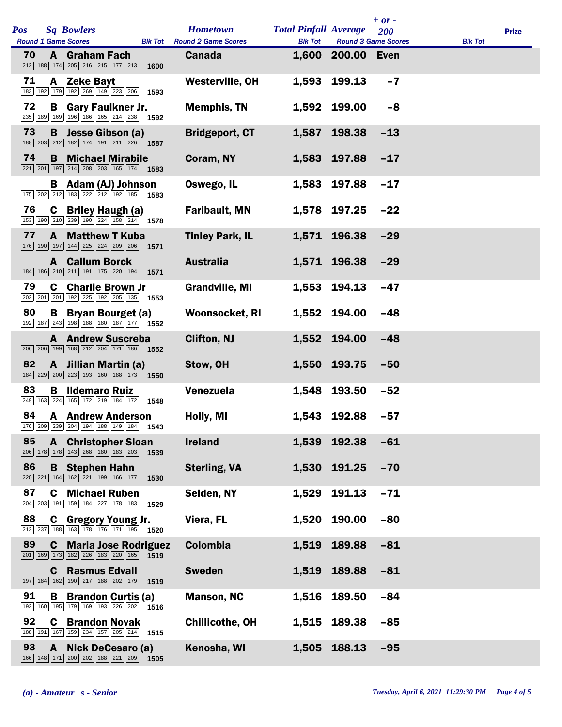| Pos | Sq | Bowlers | Round 1 Game Scores | Blk Tot | Hometown | Total Pinfall | Average | + or - 200 | Prize |
|---|---|---|---|---|---|---|---|---|---|
| 70 | A | Graham Fach | 212 188 174 205 216 215 177 213 | 1600 | Canada | 1,600 | 200.00 | Even | |
| 71 | A | Zeke Bayt | 183 192 179 192 269 149 223 206 | 1593 | Westerville, OH | 1,593 | 199.13 | -7 | |
| 72 | B | Gary Faulkner Jr. | 235 189 169 196 186 165 214 238 | 1592 | Memphis, TN | 1,592 | 199.00 | -8 | |
| 73 | B | Jesse Gibson (a) | 188 203 212 182 174 191 211 226 | 1587 | Bridgeport, CT | 1,587 | 198.38 | -13 | |
| 74 | B | Michael Mirabile | 221 201 197 214 208 203 165 174 | 1583 | Coram, NY | 1,583 | 197.88 | -17 | |
| | B | Adam (AJ) Johnson | 175 202 212 183 222 212 192 185 | 1583 | Oswego, IL | 1,583 | 197.88 | -17 | |
| 76 | C | Briley Haugh (a) | 153 190 210 239 190 224 158 214 | 1578 | Faribault, MN | 1,578 | 197.25 | -22 | |
| 77 | A | Matthew T Kuba | 176 190 197 144 225 224 209 206 | 1571 | Tinley Park, IL | 1,571 | 196.38 | -29 | |
| | A | Callum Borck | 184 186 210 211 191 175 220 194 | 1571 | Australia | 1,571 | 196.38 | -29 | |
| 79 | C | Charlie Brown Jr | 202 201 201 192 225 192 205 135 | 1553 | Grandville, MI | 1,553 | 194.13 | -47 | |
| 80 | B | Bryan Bourget (a) | 192 187 243 198 188 180 187 177 | 1552 | Woonsocket, RI | 1,552 | 194.00 | -48 | |
| | A | Andrew Suscreba | 206 206 199 168 212 204 171 186 | 1552 | Clifton, NJ | 1,552 | 194.00 | -48 | |
| 82 | A | Jillian Martin (a) | 184 229 200 223 193 160 188 173 | 1550 | Stow, OH | 1,550 | 193.75 | -50 | |
| 83 | B | Ildemaro Ruiz | 249 163 224 165 172 219 184 172 | 1548 | Venezuela | 1,548 | 193.50 | -52 | |
| 84 | A | Andrew Anderson | 176 209 239 204 194 188 149 184 | 1543 | Holly, MI | 1,543 | 192.88 | -57 | |
| 85 | A | Christopher Sloan | 206 178 178 143 268 180 183 203 | 1539 | Ireland | 1,539 | 192.38 | -61 | |
| 86 | B | Stephen Hahn | 220 221 164 162 221 199 166 177 | 1530 | Sterling, VA | 1,530 | 191.25 | -70 | |
| 87 | C | Michael Ruben | 204 203 191 159 184 227 178 183 | 1529 | Selden, NY | 1,529 | 191.13 | -71 | |
| 88 | C | Gregory Young Jr. | 212 237 188 163 178 176 171 195 | 1520 | Viera, FL | 1,520 | 190.00 | -80 | |
| 89 | C | Maria Jose Rodriguez | 201 169 173 182 226 183 220 165 | 1519 | Colombia | 1,519 | 189.88 | -81 | |
| | C | Rasmus Edvall | 197 184 162 190 217 188 202 179 | 1519 | Sweden | 1,519 | 189.88 | -81 | |
| 91 | B | Brandon Curtis (a) | 192 160 195 179 169 193 226 202 | 1516 | Manson, NC | 1,516 | 189.50 | -84 | |
| 92 | C | Brandon Novak | 188 191 167 159 234 157 205 214 | 1515 | Chillicothe, OH | 1,515 | 189.38 | -85 | |
| 93 | A | Nick DeCesaro (a) | 166 148 171 200 202 188 221 209 | 1505 | Kenosha, WI | 1,505 | 188.13 | -95 | |

*(a) - Amateur s - Senior*

*Tuesday, April 6, 2021 11:29:30 PM*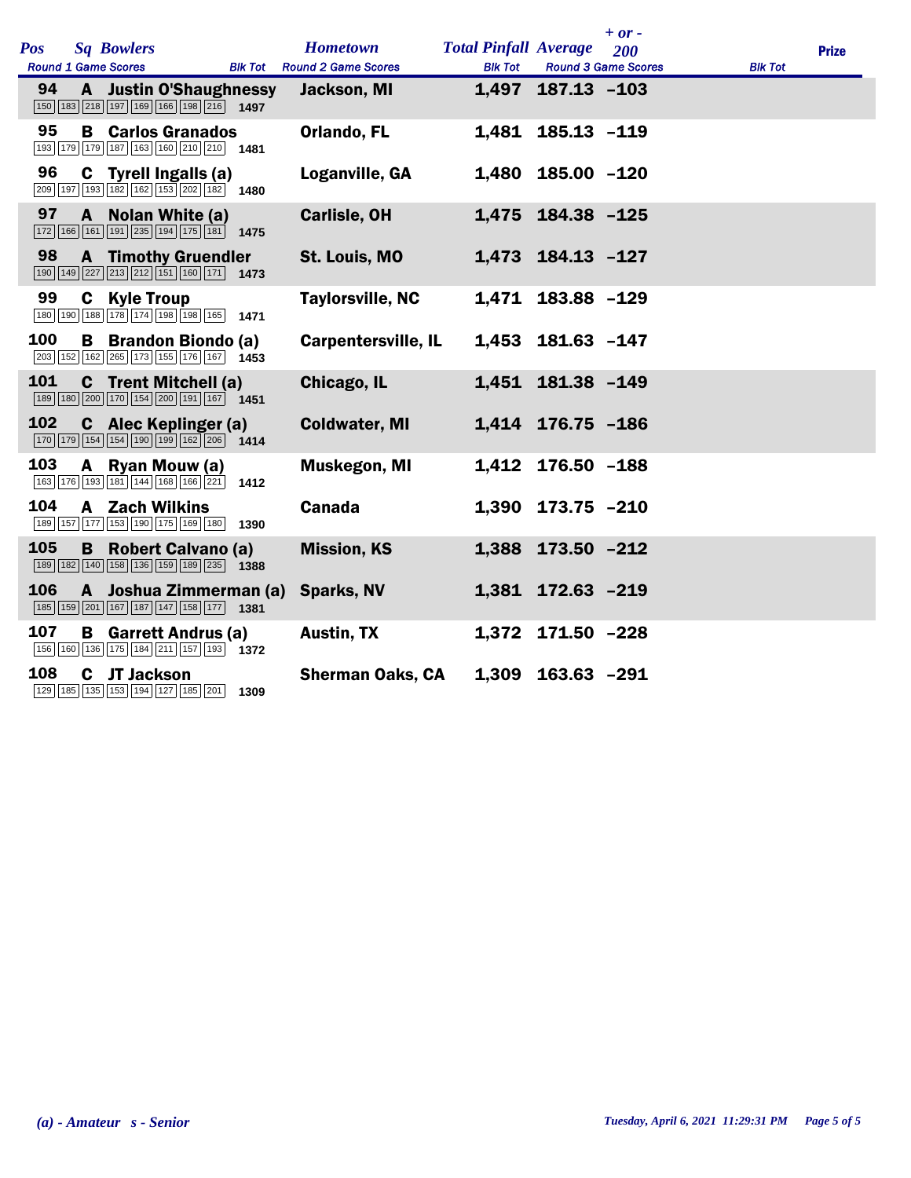| Pos | Sq | Bowlers | Hometown | Total Pinfall | Average | + or - 200 | Prize |
|---|---|---|---|---|---|---|---|
| Round 1 Game Scores | | Blk Tot | Round 2 Game Scores | Blk Tot | Round 3 Game Scores | Blk Tot | |
| 94 | A | Justin O'Shaughnessy | Jackson, MI | 1,497 | 187.13 | -103 | |
| 150 183 218 197 169 166 198 216 | | 1497 | | | | | |
| 95 | B | Carlos Granados | Orlando, FL | 1,481 | 185.13 | -119 | |
| 193 179 179 187 163 160 210 210 | | 1481 | | | | | |
| 96 | C | Tyrell Ingalls (a) | Loganville, GA | 1,480 | 185.00 | -120 | |
| 209 197 193 182 162 153 202 182 | | 1480 | | | | | |
| 97 | A | Nolan White (a) | Carlisle, OH | 1,475 | 184.38 | -125 | |
| 172 166 161 191 235 194 175 181 | | 1475 | | | | | |
| 98 | A | Timothy Gruendler | St. Louis, MO | 1,473 | 184.13 | -127 | |
| 190 149 227 213 212 151 160 171 | | 1473 | | | | | |
| 99 | C | Kyle Troup | Taylorsville, NC | 1,471 | 183.88 | -129 | |
| 180 190 188 178 174 198 198 165 | | 1471 | | | | | |
| 100 | B | Brandon Biondo (a) | Carpentersville, IL | 1,453 | 181.63 | -147 | |
| 203 152 162 265 173 155 176 167 | | 1453 | | | | | |
| 101 | C | Trent Mitchell (a) | Chicago, IL | 1,451 | 181.38 | -149 | |
| 189 180 200 170 154 200 191 167 | | 1451 | | | | | |
| 102 | C | Alec Keplinger (a) | Coldwater, MI | 1,414 | 176.75 | -186 | |
| 170 179 154 154 190 199 162 206 | | 1414 | | | | | |
| 103 | A | Ryan Mouw (a) | Muskegon, MI | 1,412 | 176.50 | -188 | |
| 163 176 193 181 144 168 166 221 | | 1412 | | | | | |
| 104 | A | Zach Wilkins | Canada | 1,390 | 173.75 | -210 | |
| 189 157 177 153 190 175 169 180 | | 1390 | | | | | |
| 105 | B | Robert Calvano (a) | Mission, KS | 1,388 | 173.50 | -212 | |
| 189 182 140 158 136 159 189 235 | | 1388 | | | | | |
| 106 | A | Joshua Zimmerman (a) | Sparks, NV | 1,381 | 172.63 | -219 | |
| 185 159 201 167 187 147 158 177 | | 1381 | | | | | |
| 107 | B | Garrett Andrus (a) | Austin, TX | 1,372 | 171.50 | -228 | |
| 156 160 136 175 184 211 157 193 | | 1372 | | | | | |
| 108 | C | JT Jackson | Sherman Oaks, CA | 1,309 | 163.63 | -291 | |
| 129 185 135 153 194 127 185 201 | | 1309 | | | | | |

*(a) - Amateur s - Senior*

*Tuesday, April 6, 2021 11:29:31 PM*